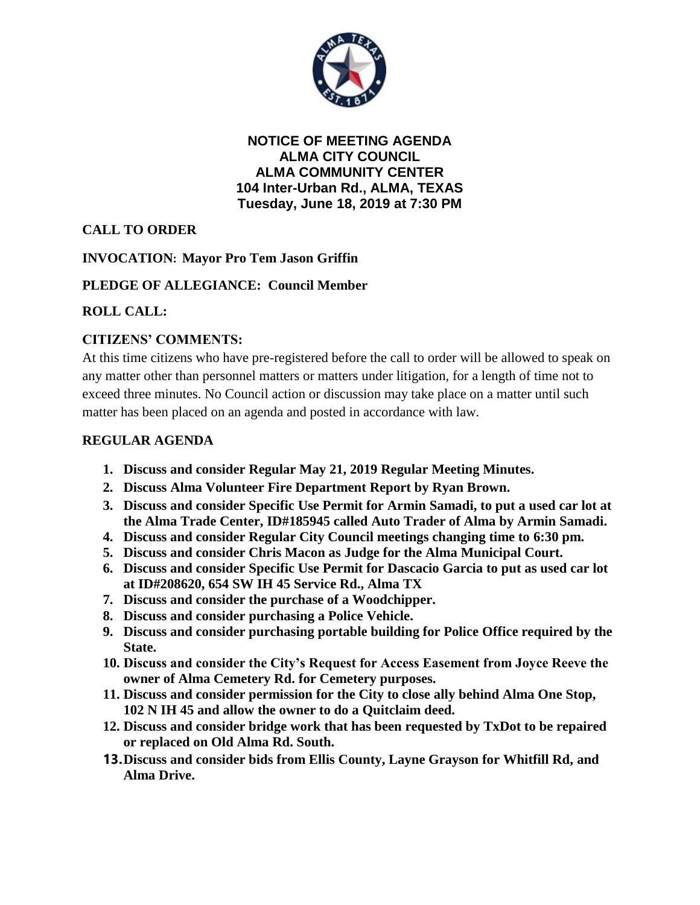**NOTICE OF MEETING AGENDA**
**ALMA CITY COUNCIL**
**ALMA COMMUNITY CENTER**
**104 Inter-Urban Rd., ALMA, TEXAS**
**Tuesday, June 18, 2019 at 7:30 PM**

**CALL TO ORDER**

**INVOCATION: Mayor Pro Tem Jason Griffin**

**PLEDGE OF ALLEGIANCE: Council Member**

**ROLL CALL:**

**CITIZENS' COMMENTS:**

At this time citizens who have pre-registered before the call to order will be allowed to speak on any matter other than personnel matters or matters under litigation, for a length of time not to exceed three minutes. No Council action or discussion may take place on a matter until such matter has been placed on an agenda and posted in accordance with law.

**REGULAR AGENDA**

1. **Discuss and consider Regular May 21, 2019 Regular Meeting Minutes.**
2. **Discuss Alma Volunteer Fire Department Report by Ryan Brown.**
3. **Discuss and consider Specific Use Permit for Armin Samadi, to put a used car lot at the Alma Trade Center, ID#185945 called Auto Trader of Alma by Armin Samadi.**
4. **Discuss and consider Regular City Council meetings changing time to 6:30 pm.**
5. **Discuss and consider Chris Macon as Judge for the Alma Municipal Court.**
6. **Discuss and consider Specific Use Permit for Dascacio Garcia to put as used car lot at ID#208620, 654 SW IH 45 Service Rd., Alma TX**
7. **Discuss and consider the purchase of a Woodchipper.**
8. **Discuss and consider purchasing a Police Vehicle.**
9. **Discuss and consider purchasing portable building for Police Office required by the State.**
10. **Discuss and consider the City's Request for Access Easement from Joyce Reeve the owner of Alma Cemetery Rd. for Cemetery purposes.**
11. **Discuss and consider permission for the City to close ally behind Alma One Stop, 102 N IH 45 and allow the owner to do a Quitclaim deed.**
12. **Discuss and consider bridge work that has been requested by TxDot to be repaired or replaced on Old Alma Rd. South.**
13. **Discuss and consider bids from Ellis County, Layne Grayson for Whitfill Rd, and Alma Drive.**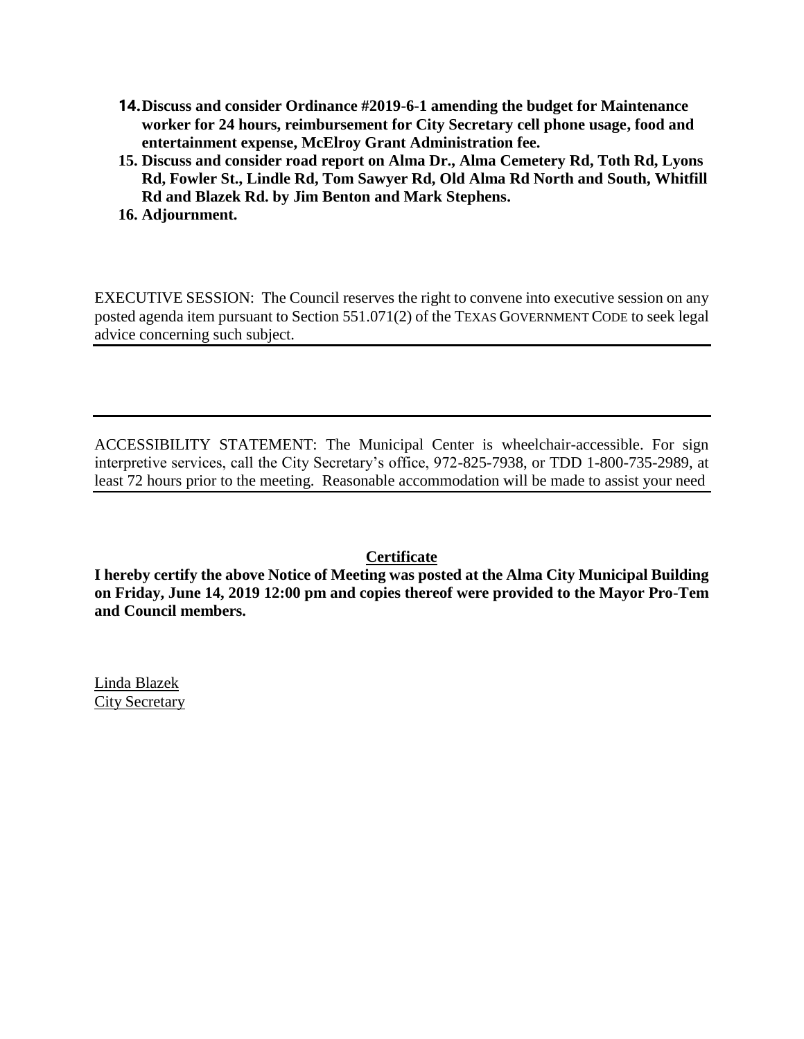14. **Discuss and consider Ordinance #2019-6-1 amending the budget for Maintenance worker for 24 hours, reimbursement for City Secretary cell phone usage, food and entertainment expense, McElroy Grant Administration fee.**
15. **Discuss and consider road report on Alma Dr., Alma Cemetery Rd, Toth Rd, Lyons Rd, Fowler St., Lindle Rd, Tom Sawyer Rd, Old Alma Rd North and South, Whitfill Rd and Blazek Rd. by Jim Benton and Mark Stephens.**
16. **Adjournment.**

EXECUTIVE SESSION: The Council reserves the right to convene into executive session on any posted agenda item pursuant to Section 551.071(2) of the TEXAS GOVERNMENT CODE to seek legal advice concerning such subject.

---

---

ACCESSIBILITY STATEMENT: The Municipal Center is wheelchair-accessible. For sign interpretive services, call the City Secretary's office, 972-825-7938, or TDD 1-800-735-2989, at least 72 hours prior to the meeting. Reasonable accommodation will be made to assist your need

---

**Certificate**

**I hereby certify the above Notice of Meeting was posted at the Alma City Municipal Building on Friday, June 14, 2019 12:00 pm and copies thereof were provided to the Mayor Pro-Tem and Council members.**

Linda Blazek
City Secretary